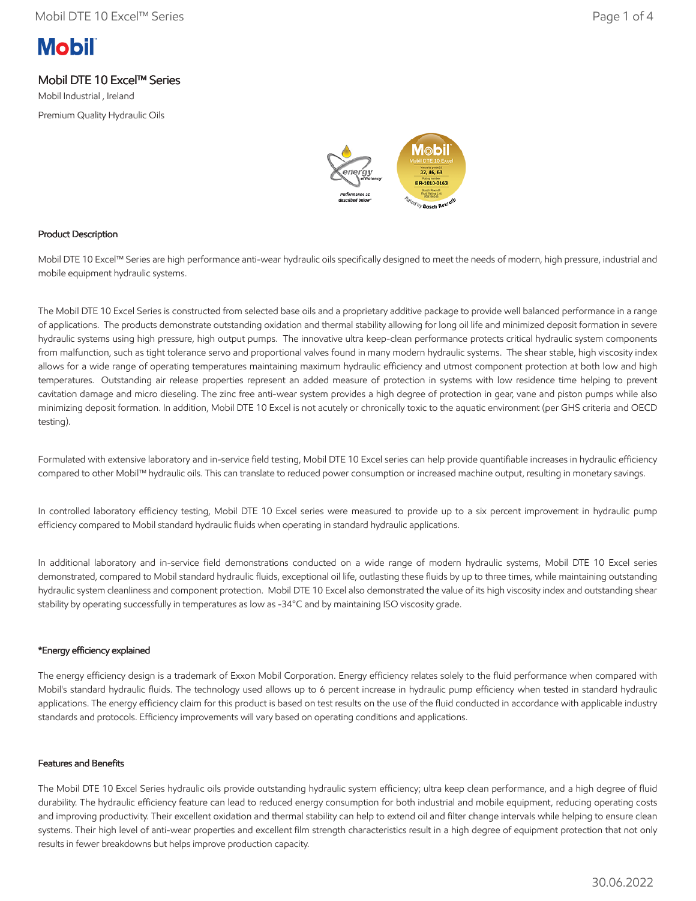# Mobil DTE 10 Excel™ Series

Mobil Industrial , Ireland

Premium Quality Hydraulic Oils

## Product Description

Mobil DTE 10 Excel™ Series are high performance anti-wear hydraulic oils specifically designed to meet the needs of modern, high pressure, industrial and mobile equipment hydraulic systems.

The Mobil DTE 10 Excel Series is constructed from selected base oils and a proprietary additive package to provide well balanced performance in a range of applications. The products demonstrate outstanding oxidation and thermal stability allowing for long oil life and minimized deposit formation in severe hydraulic systems using high pressure, high output pumps. The innovative ultra keep-clean performance protects critical hydraulic system components from malfunction, such as tight tolerance servo and proportional valves found in many modern hydraulic systems. The shear stable, high viscosity index allows for a wide range of operating temperatures maintaining maximum hydraulic efficiency and utmost component protection at both low and high temperatures. Outstanding air release properties represent an added measure of protection in systems with low residence time helping to prevent cavitation damage and micro dieseling. The zinc free anti-wear system provides a high degree of protection in gear, vane and piston pumps while also minimizing deposit formation. In addition, Mobil DTE 10 Excel is not acutely or chronically toxic to the aquatic environment (per GHS criteria and OECD testing).

Formulated with extensive laboratory and in-service field testing, Mobil DTE 10 Excel series can help provide quantifiable increases in hydraulic efficiency compared to other Mobil™ hydraulic oils. This can translate to reduced power consumption or increased machine output, resulting in monetary savings.

In controlled laboratory efficiency testing, Mobil DTE 10 Excel series were measured to provide up to a six percent improvement in hydraulic pump efficiency compared to Mobil standard hydraulic fluids when operating in standard hydraulic applications.

In additional laboratory and in-service field demonstrations conducted on a wide range of modern hydraulic systems, Mobil DTE 10 Excel series demonstrated, compared to Mobil standard hydraulic fluids, exceptional oil life, outlasting these fluids by up to three times, while maintaining outstanding hydraulic system cleanliness and component protection. Mobil DTE 10 Excel also demonstrated the value of its high viscosity index and outstanding shear stability by operating successfully in temperatures as low as -34°C and by maintaining ISO viscosity grade.

## *Energy efficiency explained

The energy efficiency design is a trademark of Exxon Mobil Corporation. Energy efficiency relates solely to the fluid performance when compared with Mobil's standard hydraulic fluids. The technology used allows up to 6 percent increase in hydraulic pump efficiency when tested in standard hydraulic applications. The energy efficiency claim for this product is based on test results on the use of the fluid conducted in accordance with applicable industry standards and protocols. Efficiency improvements will vary based on operating conditions and applications.

## Features and Benefits

The Mobil DTE 10 Excel Series hydraulic oils provide outstanding hydraulic system efficiency; ultra keep clean performance, and a high degree of fluid durability. The hydraulic efficiency feature can lead to reduced energy consumption for both industrial and mobile equipment, reducing operating costs and improving productivity. Their excellent oxidation and thermal stability can help to extend oil and filter change intervals while helping to ensure clean systems. Their high level of anti-wear properties and excellent film strength characteristics result in a high degree of equipment protection that not only results in fewer breakdowns but helps improve production capacity.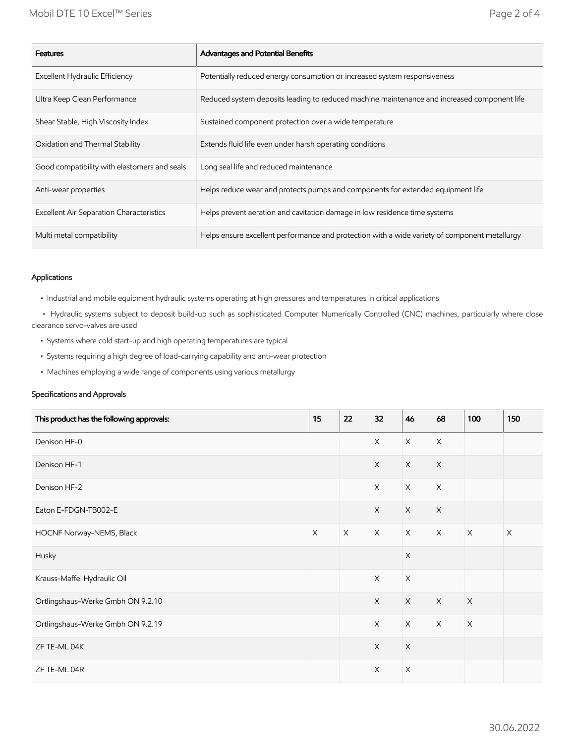| Features | Advantages and Potential Benefits |
|---|---|
| Excellent Hydraulic Efficiency | Potentially reduced energy consumption or increased system responsiveness |
| Ultra Keep Clean Performance | Reduced system deposits leading to reduced machine maintenance and increased component life |
| Shear Stable, High Viscosity Index | Sustained component protection over a wide temperature |
| Oxidation and Thermal Stability | Extends fluid life even under harsh operating conditions |
| Good compatibility with elastomers and seals | Long seal life and reduced maintenance |
| Anti-wear properties | Helps reduce wear and protects pumps and components for extended equipment life |
| Excellent Air Separation Characteristics | Helps prevent aeration and cavitation damage in low residence time systems |
| Multi metal compatibility | Helps ensure excellent performance and protection with a wide variety of component metallurgy |

### Applications

- Industrial and mobile equipment hydraulic systems operating at high pressures and temperatures in critical applications
- Hydraulic systems subject to deposit build-up such as sophisticated Computer Numerically Controlled (CNC) machines, particularly where close clearance servo-valves are used
- Systems where cold start-up and high operating temperatures are typical
- Systems requiring a high degree of load-carrying capability and anti-wear protection
- Machines employing a wide range of components using various metallurgy

### Specifications and Approvals

| This product has the following approvals: | 15 | 22 | 32 | 46 | 68 | 100 | 150 |
|---|---|---|---|---|---|---|---|
| Denison HF-0 | | | X | X | X | | |
| Denison HF-1 | | | X | X | X | | |
| Denison HF-2 | | | X | X | X | | |
| Eaton E-FDGN-TB002-E | | | X | X | X | | |
| HOCNF Norway-NEMS, Black | X | X | X | X | X | X | X |
| Husky | | | | X | | | |
| Krauss-Maffei Hydraulic Oil | | | X | X | | | |
| Ortlingshaus-Werke Gmbh ON 9.2.10 | | | X | X | X | X | |
| Ortlingshaus-Werke Gmbh ON 9.2.19 | | | X | X | X | X | |
| ZF TE-ML 04K | | | X | X | | | |
| ZF TE-ML 04R | | | X | X | | | |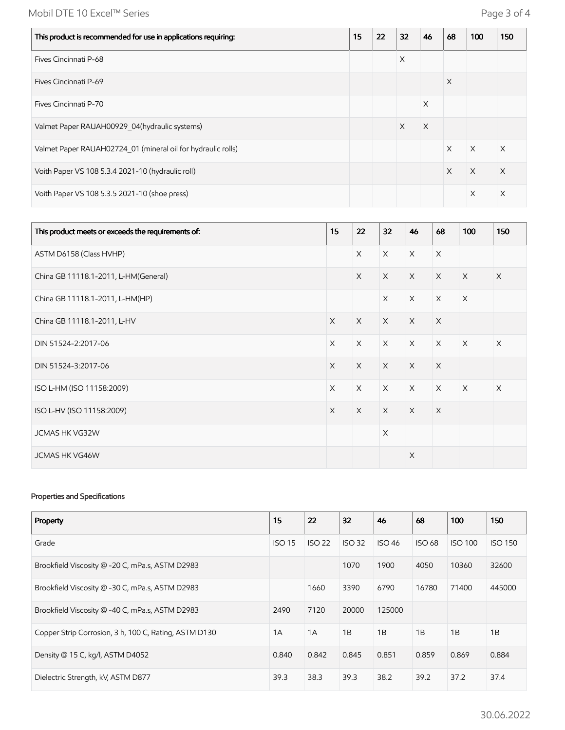| This product is recommended for use in applications requiring: | 15 | 22 | 32 | 46 | 68 | 100 | 150 |
|---|---|---|---|---|---|---|---|
| Fives Cincinnati P-68 | | | X | | | | |
| Fives Cincinnati P-69 | | | | | X | | |
| Fives Cincinnati P-70 | | | | X | | | |
| Valmet Paper RAUAH00929_04(hydraulic systems) | | | X | X | | | |
| Valmet Paper RAUAH02724_01 (mineral oil for hydraulic rolls) | | | | | X | X | X |
| Voith Paper VS 108 5.3.4 2021-10 (hydraulic roll) | | | | | X | X | X |
| Voith Paper VS 108 5.3.5 2021-10 (shoe press) | | | | | | X | X |

| This product meets or exceeds the requirements of: | 15 | 22 | 32 | 46 | 68 | 100 | 150 |
|---|---|---|---|---|---|---|---|
| ASTM D6158 (Class HVHP) | | X | X | X | X | | |
| China GB 11118.1-2011, L-HM(General) | | X | X | X | X | X | X |
| China GB 11118.1-2011, L-HM(HP) | | | X | X | X | X | |
| China GB 11118.1-2011, L-HV | X | X | X | X | X | | |
| DIN 51524-2:2017-06 | X | X | X | X | X | X | X |
| DIN 51524-3:2017-06 | X | X | X | X | X | | |
| ISO L-HM (ISO 11158:2009) | X | X | X | X | X | X | X |
| ISO L-HV (ISO 11158:2009) | X | X | X | X | X | | |
| JCMAS HK VG32W | | | X | | | | |
| JCMAS HK VG46W | | | | X | | | |

Properties and Specifications

| Property | 15 | 22 | 32 | 46 | 68 | 100 | 150 |
|---|---|---|---|---|---|---|---|
| Grade | ISO 15 | ISO 22 | ISO 32 | ISO 46 | ISO 68 | ISO 100 | ISO 150 |
| Brookfield Viscosity @ -20 C, mPa.s, ASTM D2983 | | | 1070 | 1900 | 4050 | 10360 | 32600 |
| Brookfield Viscosity @ -30 C, mPa.s, ASTM D2983 | | 1660 | 3390 | 6790 | 16780 | 71400 | 445000 |
| Brookfield Viscosity @ -40 C, mPa.s, ASTM D2983 | 2490 | 7120 | 20000 | 125000 | | | |
| Copper Strip Corrosion, 3 h, 100 C, Rating, ASTM D130 | 1A | 1A | 1B | 1B | 1B | 1B | 1B |
| Density @ 15 C, kg/l, ASTM D4052 | 0.840 | 0.842 | 0.845 | 0.851 | 0.859 | 0.869 | 0.884 |
| Dielectric Strength, kV, ASTM D877 | 39.3 | 38.3 | 39.3 | 38.2 | 39.2 | 37.2 | 37.4 |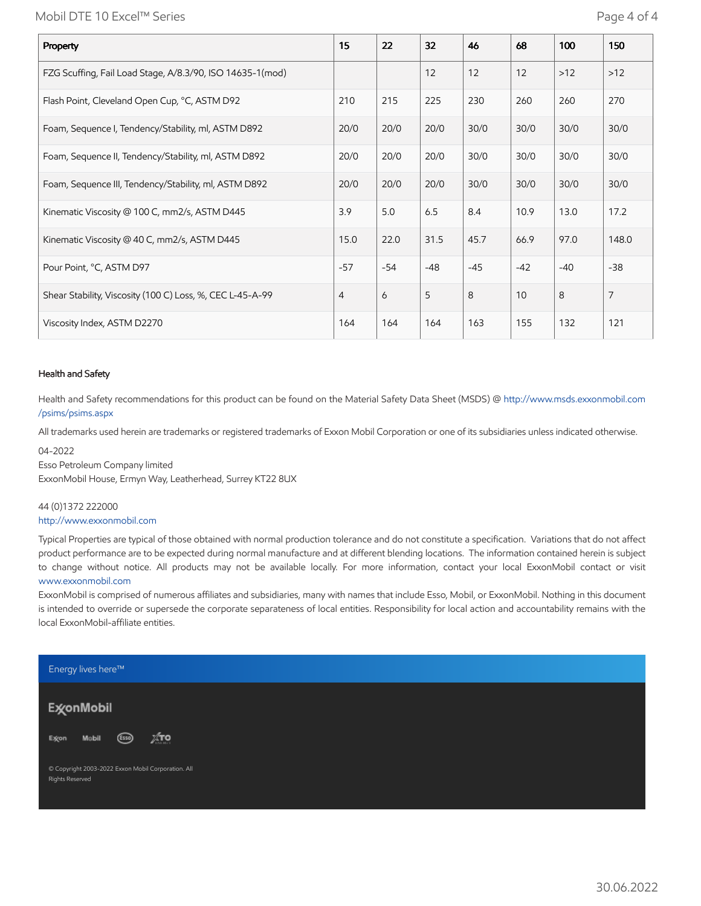| Property | 15 | 22 | 32 | 46 | 68 | 100 | 150 |
|---|---|---|---|---|---|---|---|
| FZG Scuffing, Fail Load Stage, A/8.3/90, ISO 14635-1(mod) | | | 12 | 12 | 12 | >12 | >12 |
| Flash Point, Cleveland Open Cup, °C, ASTM D92 | 210 | 215 | 225 | 230 | 260 | 260 | 270 |
| Foam, Sequence I, Tendency/Stability, ml, ASTM D892 | 20/0 | 20/0 | 20/0 | 30/0 | 30/0 | 30/0 | 30/0 |
| Foam, Sequence II, Tendency/Stability, ml, ASTM D892 | 20/0 | 20/0 | 20/0 | 30/0 | 30/0 | 30/0 | 30/0 |
| Foam, Sequence III, Tendency/Stability, ml, ASTM D892 | 20/0 | 20/0 | 20/0 | 30/0 | 30/0 | 30/0 | 30/0 |
| Kinematic Viscosity @ 100 C, mm2/s, ASTM D445 | 3.9 | 5.0 | 6.5 | 8.4 | 10.9 | 13.0 | 17.2 |
| Kinematic Viscosity @ 40 C, mm2/s, ASTM D445 | 15.0 | 22.0 | 31.5 | 45.7 | 66.9 | 97.0 | 148.0 |
| Pour Point, °C, ASTM D97 | -57 | -54 | -48 | -45 | -42 | -40 | -38 |
| Shear Stability, Viscosity (100 C) Loss, %, CEC L-45-A-99 | 4 | 6 | 5 | 8 | 10 | 8 | 7 |
| Viscosity Index, ASTM D2270 | 164 | 164 | 164 | 163 | 155 | 132 | 121 |

### Health and Safety

Health and Safety recommendations for this product can be found on the Material Safety Data Sheet (MSDS) @ http://www.msds.exxonmobil.com/psims/psims.aspx

All trademarks used herein are trademarks or registered trademarks of Exxon Mobil Corporation or one of its subsidiaries unless indicated otherwise.

04-2022
Esso Petroleum Company limited
ExxonMobil House, Ermyn Way, Leatherhead, Surrey KT22 8UX

44 (0)1372 222000
http://www.exxonmobil.com

Typical Properties are typical of those obtained with normal production tolerance and do not constitute a specification. Variations that do not affect product performance are to be expected during normal manufacture and at different blending locations. The information contained herein is subject to change without notice. All products may not be available locally. For more information, contact your local ExxonMobil contact or visit www.exxonmobil.com

ExxonMobil is comprised of numerous affiliates and subsidiaries, many with names that include Esso, Mobil, or ExxonMobil. Nothing in this document is intended to override or supersede the corporate separateness of local entities. Responsibility for local action and accountability remains with the local ExxonMobil-affiliate entities.

Energy lives here™

ExxonMobil

© Copyright 2003-2022 Exxon Mobil Corporation. All Rights Reserved